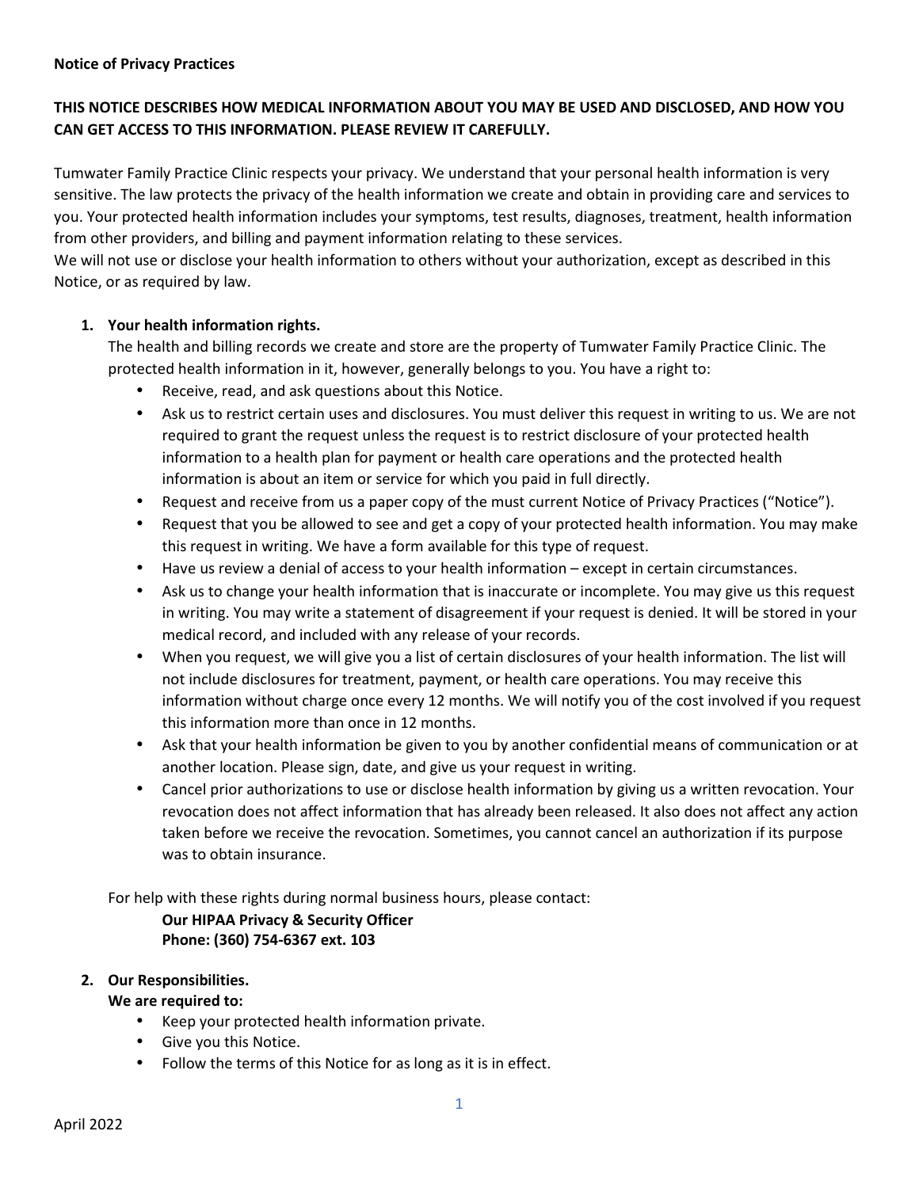**Notice of Privacy Practices**

**THIS NOTICE DESCRIBES HOW MEDICAL INFORMATION ABOUT YOU MAY BE USED AND DISCLOSED, AND HOW YOU CAN GET ACCESS TO THIS INFORMATION. PLEASE REVIEW IT CAREFULLY.**

Tumwater Family Practice Clinic respects your privacy. We understand that your personal health information is very sensitive. The law protects the privacy of the health information we create and obtain in providing care and services to you. Your protected health information includes your symptoms, test results, diagnoses, treatment, health information from other providers, and billing and payment information relating to these services.
We will not use or disclose your health information to others without your authorization, except as described in this Notice, or as required by law.

1. **Your health information rights.**
   The health and billing records we create and store are the property of Tumwater Family Practice Clinic. The protected health information in it, however, generally belongs to you. You have a right to:
   - Receive, read, and ask questions about this Notice.
   - Ask us to restrict certain uses and disclosures. You must deliver this request in writing to us. We are not required to grant the request unless the request is to restrict disclosure of your protected health information to a health plan for payment or health care operations and the protected health information is about an item or service for which you paid in full directly.
   - Request and receive from us a paper copy of the must current Notice of Privacy Practices ("Notice").
   - Request that you be allowed to see and get a copy of your protected health information. You may make this request in writing. We have a form available for this type of request.
   - Have us review a denial of access to your health information – except in certain circumstances.
   - Ask us to change your health information that is inaccurate or incomplete. You may give us this request in writing. You may write a statement of disagreement if your request is denied. It will be stored in your medical record, and included with any release of your records.
   - When you request, we will give you a list of certain disclosures of your health information. The list will not include disclosures for treatment, payment, or health care operations. You may receive this information without charge once every 12 months. We will notify you of the cost involved if you request this information more than once in 12 months.
   - Ask that your health information be given to you by another confidential means of communication or at another location. Please sign, date, and give us your request in writing.
   - Cancel prior authorizations to use or disclose health information by giving us a written revocation. Your revocation does not affect information that has already been released. It also does not affect any action taken before we receive the revocation. Sometimes, you cannot cancel an authorization if its purpose was to obtain insurance.

   For help with these rights during normal business hours, please contact:

   **Our HIPAA Privacy & Security Officer**
   **Phone: (360) 754-6367 ext. 103**

2. **Our Responsibilities.**
   **We are required to:**
   - Keep your protected health information private.
   - Give you this Notice.
   - Follow the terms of this Notice for as long as it is in effect.

April 2022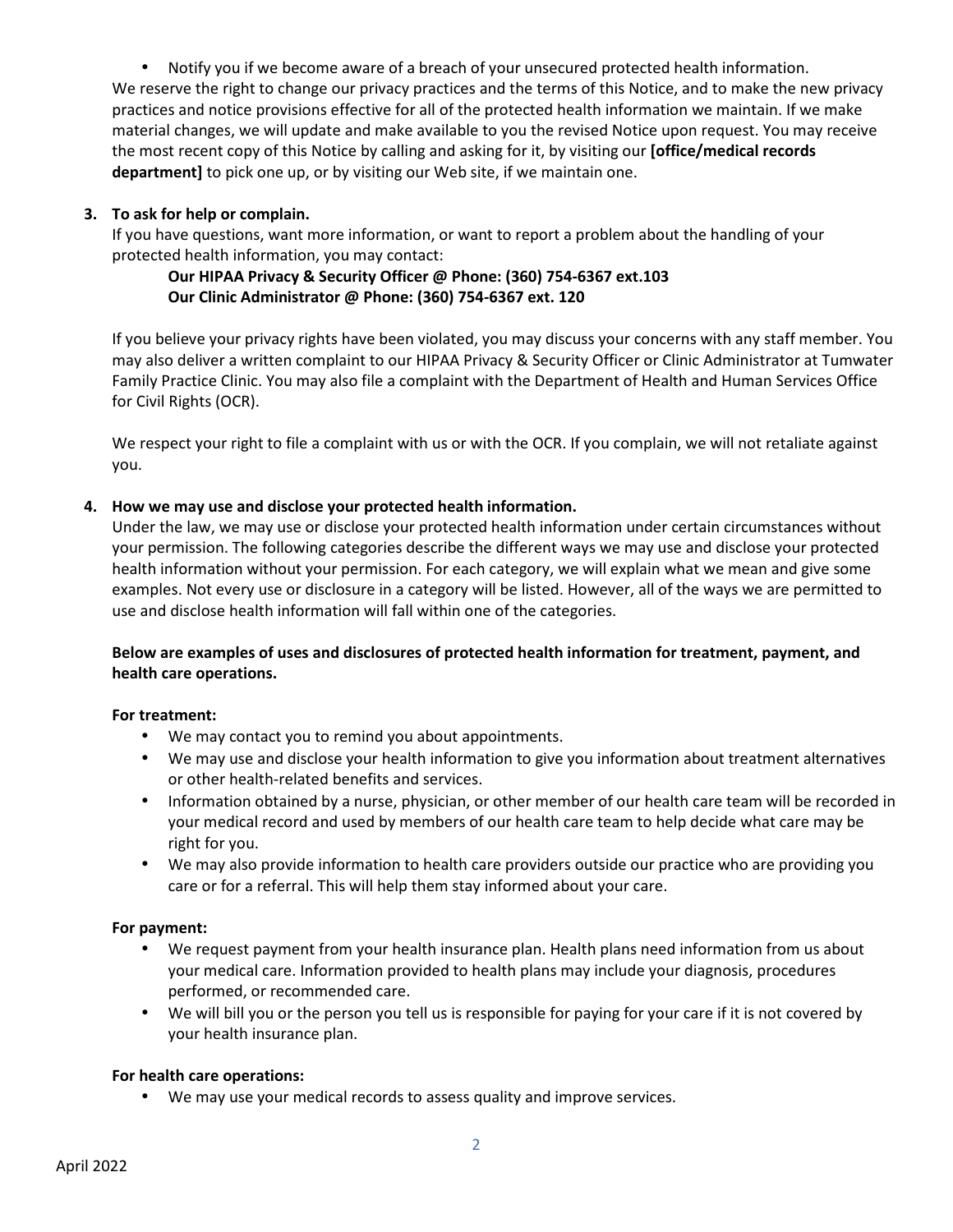- Notify you if we become aware of a breach of your unsecured protected health information.

We reserve the right to change our privacy practices and the terms of this Notice, and to make the new privacy practices and notice provisions effective for all of the protected health information we maintain. If we make material changes, we will update and make available to you the revised Notice upon request. You may receive the most recent copy of this Notice by calling and asking for it, by visiting our **[office/medical records department]** to pick one up, or by visiting our Web site, if we maintain one.

3. **To ask for help or complain.**

   If you have questions, want more information, or want to report a problem about the handling of your protected health information, you may contact:

   **Our HIPAA Privacy & Security Officer @ Phone: (360) 754-6367 ext.103**
   **Our Clinic Administrator @ Phone: (360) 754-6367 ext. 120**

   If you believe your privacy rights have been violated, you may discuss your concerns with any staff member. You may also deliver a written complaint to our HIPAA Privacy & Security Officer or Clinic Administrator at Tumwater Family Practice Clinic. You may also file a complaint with the Department of Health and Human Services Office for Civil Rights (OCR).

   We respect your right to file a complaint with us or with the OCR. If you complain, we will not retaliate against you.

4. **How we may use and disclose your protected health information.**

   Under the law, we may use or disclose your protected health information under certain circumstances without your permission. The following categories describe the different ways we may use and disclose your protected health information without your permission. For each category, we will explain what we mean and give some examples. Not every use or disclosure in a category will be listed. However, all of the ways we are permitted to use and disclose health information will fall within one of the categories.

   **Below are examples of uses and disclosures of protected health information for treatment, payment, and health care operations.**

   **For treatment:**
   - We may contact you to remind you about appointments.
   - We may use and disclose your health information to give you information about treatment alternatives or other health-related benefits and services.
   - Information obtained by a nurse, physician, or other member of our health care team will be recorded in your medical record and used by members of our health care team to help decide what care may be right for you.
   - We may also provide information to health care providers outside our practice who are providing you care or for a referral. This will help them stay informed about your care.

   **For payment:**
   - We request payment from your health insurance plan. Health plans need information from us about your medical care. Information provided to health plans may include your diagnosis, procedures performed, or recommended care.
   - We will bill you or the person you tell us is responsible for paying for your care if it is not covered by your health insurance plan.

   **For health care operations:**
   - We may use your medical records to assess quality and improve services.

April 2022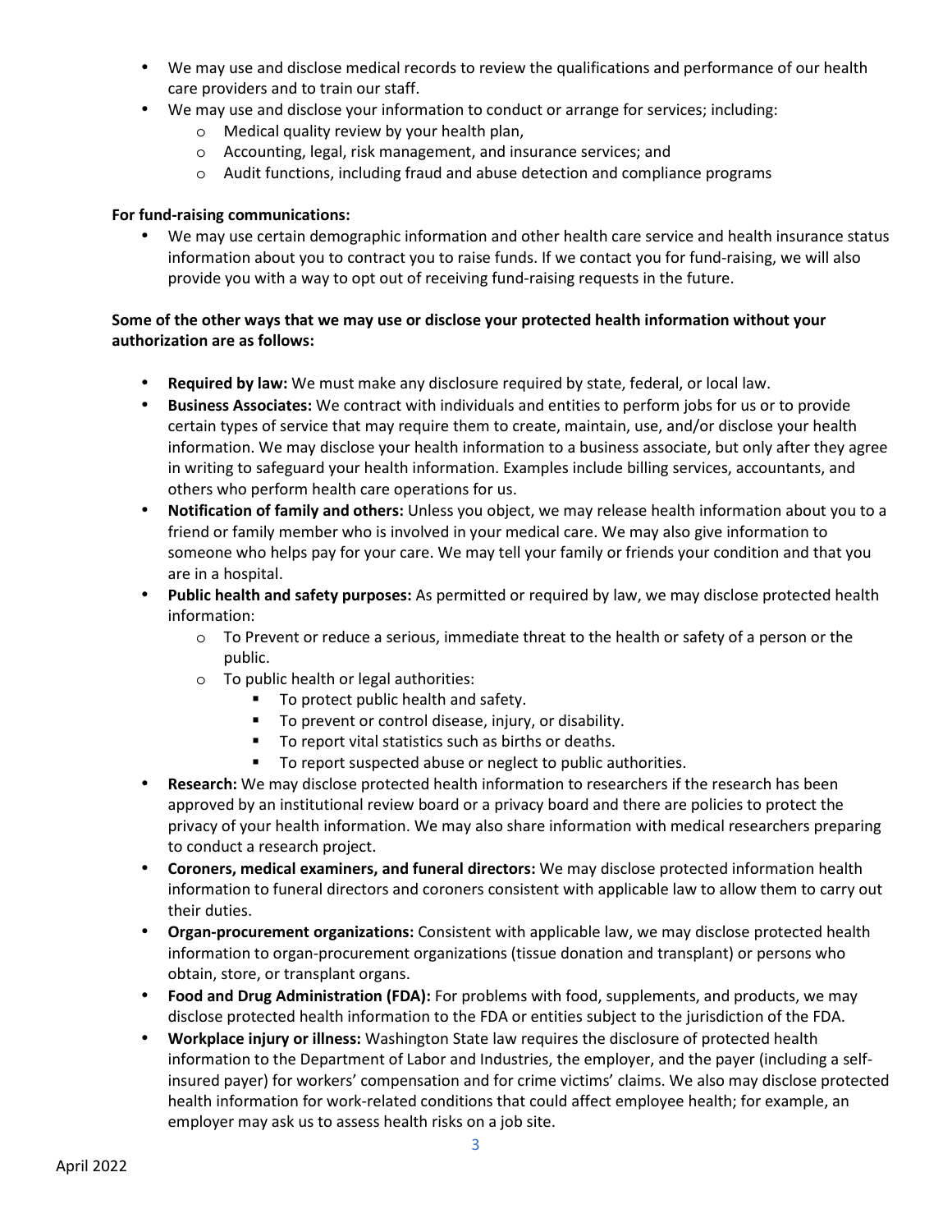- We may use and disclose medical records to review the qualifications and performance of our health care providers and to train our staff.
- We may use and disclose your information to conduct or arrange for services; including:
  - Medical quality review by your health plan,
  - Accounting, legal, risk management, and insurance services; and
  - Audit functions, including fraud and abuse detection and compliance programs

**For fund-raising communications:**

- We may use certain demographic information and other health care service and health insurance status information about you to contract you to raise funds. If we contact you for fund-raising, we will also provide you with a way to opt out of receiving fund-raising requests in the future.

**Some of the other ways that we may use or disclose your protected health information without your authorization are as follows:**

- **Required by law:** We must make any disclosure required by state, federal, or local law.
- **Business Associates:** We contract with individuals and entities to perform jobs for us or to provide certain types of service that may require them to create, maintain, use, and/or disclose your health information. We may disclose your health information to a business associate, but only after they agree in writing to safeguard your health information. Examples include billing services, accountants, and others who perform health care operations for us.
- **Notification of family and others:** Unless you object, we may release health information about you to a friend or family member who is involved in your medical care. We may also give information to someone who helps pay for your care. We may tell your family or friends your condition and that you are in a hospital.
- **Public health and safety purposes:** As permitted or required by law, we may disclose protected health information:
  - To Prevent or reduce a serious, immediate threat to the health or safety of a person or the public.
  - To public health or legal authorities:
    - To protect public health and safety.
    - To prevent or control disease, injury, or disability.
    - To report vital statistics such as births or deaths.
    - To report suspected abuse or neglect to public authorities.
- **Research:** We may disclose protected health information to researchers if the research has been approved by an institutional review board or a privacy board and there are policies to protect the privacy of your health information. We may also share information with medical researchers preparing to conduct a research project.
- **Coroners, medical examiners, and funeral directors:** We may disclose protected information health information to funeral directors and coroners consistent with applicable law to allow them to carry out their duties.
- **Organ-procurement organizations:** Consistent with applicable law, we may disclose protected health information to organ-procurement organizations (tissue donation and transplant) or persons who obtain, store, or transplant organs.
- **Food and Drug Administration (FDA):** For problems with food, supplements, and products, we may disclose protected health information to the FDA or entities subject to the jurisdiction of the FDA.
- **Workplace injury or illness:** Washington State law requires the disclosure of protected health information to the Department of Labor and Industries, the employer, and the payer (including a self-insured payer) for workers' compensation and for crime victims' claims. We also may disclose protected health information for work-related conditions that could affect employee health; for example, an employer may ask us to assess health risks on a job site.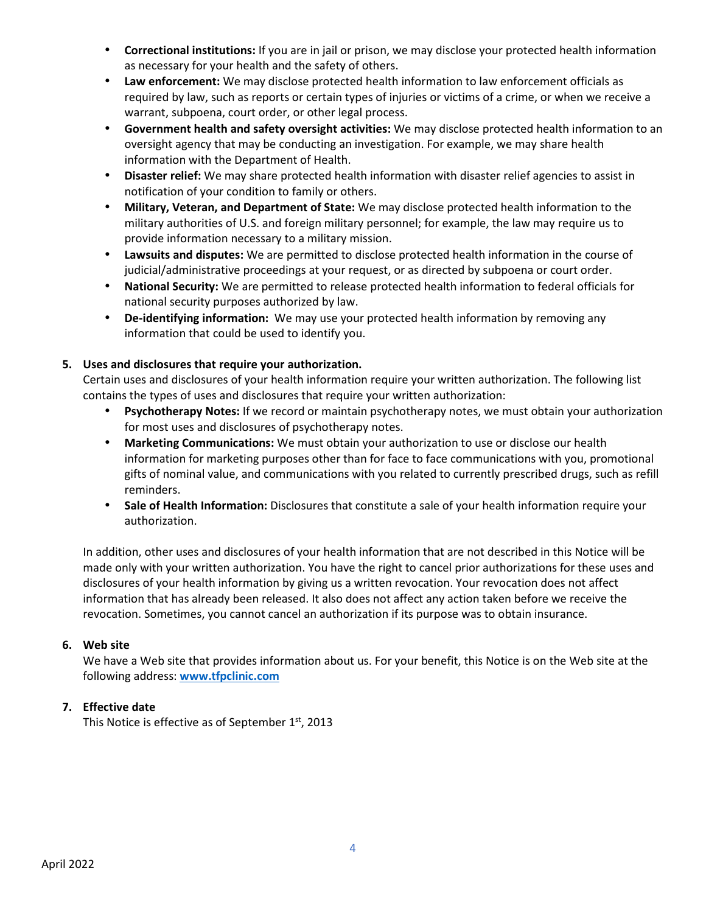- **Correctional institutions:** If you are in jail or prison, we may disclose your protected health information as necessary for your health and the safety of others.
- **Law enforcement:** We may disclose protected health information to law enforcement officials as required by law, such as reports or certain types of injuries or victims of a crime, or when we receive a warrant, subpoena, court order, or other legal process.
- **Government health and safety oversight activities:** We may disclose protected health information to an oversight agency that may be conducting an investigation. For example, we may share health information with the Department of Health.
- **Disaster relief:** We may share protected health information with disaster relief agencies to assist in notification of your condition to family or others.
- **Military, Veteran, and Department of State:** We may disclose protected health information to the military authorities of U.S. and foreign military personnel; for example, the law may require us to provide information necessary to a military mission.
- **Lawsuits and disputes:** We are permitted to disclose protected health information in the course of judicial/administrative proceedings at your request, or as directed by subpoena or court order.
- **National Security:** We are permitted to release protected health information to federal officials for national security purposes authorized by law.
- **De-identifying information:** We may use your protected health information by removing any information that could be used to identify you.

5. **Uses and disclosures that require your authorization.**

   Certain uses and disclosures of your health information require your written authorization. The following list contains the types of uses and disclosures that require your written authorization:

   - **Psychotherapy Notes:** If we record or maintain psychotherapy notes, we must obtain your authorization for most uses and disclosures of psychotherapy notes.
   - **Marketing Communications:** We must obtain your authorization to use or disclose our health information for marketing purposes other than for face to face communications with you, promotional gifts of nominal value, and communications with you related to currently prescribed drugs, such as refill reminders.
   - **Sale of Health Information:** Disclosures that constitute a sale of your health information require your authorization.

   In addition, other uses and disclosures of your health information that are not described in this Notice will be made only with your written authorization. You have the right to cancel prior authorizations for these uses and disclosures of your health information by giving us a written revocation. Your revocation does not affect information that has already been released. It also does not affect any action taken before we receive the revocation. Sometimes, you cannot cancel an authorization if its purpose was to obtain insurance.

6. **Web site**

   We have a Web site that provides information about us. For your benefit, this Notice is on the Web site at the following address: **www.tfpclinic.com**

7. **Effective date**

   This Notice is effective as of September 1st, 2013

April 2022